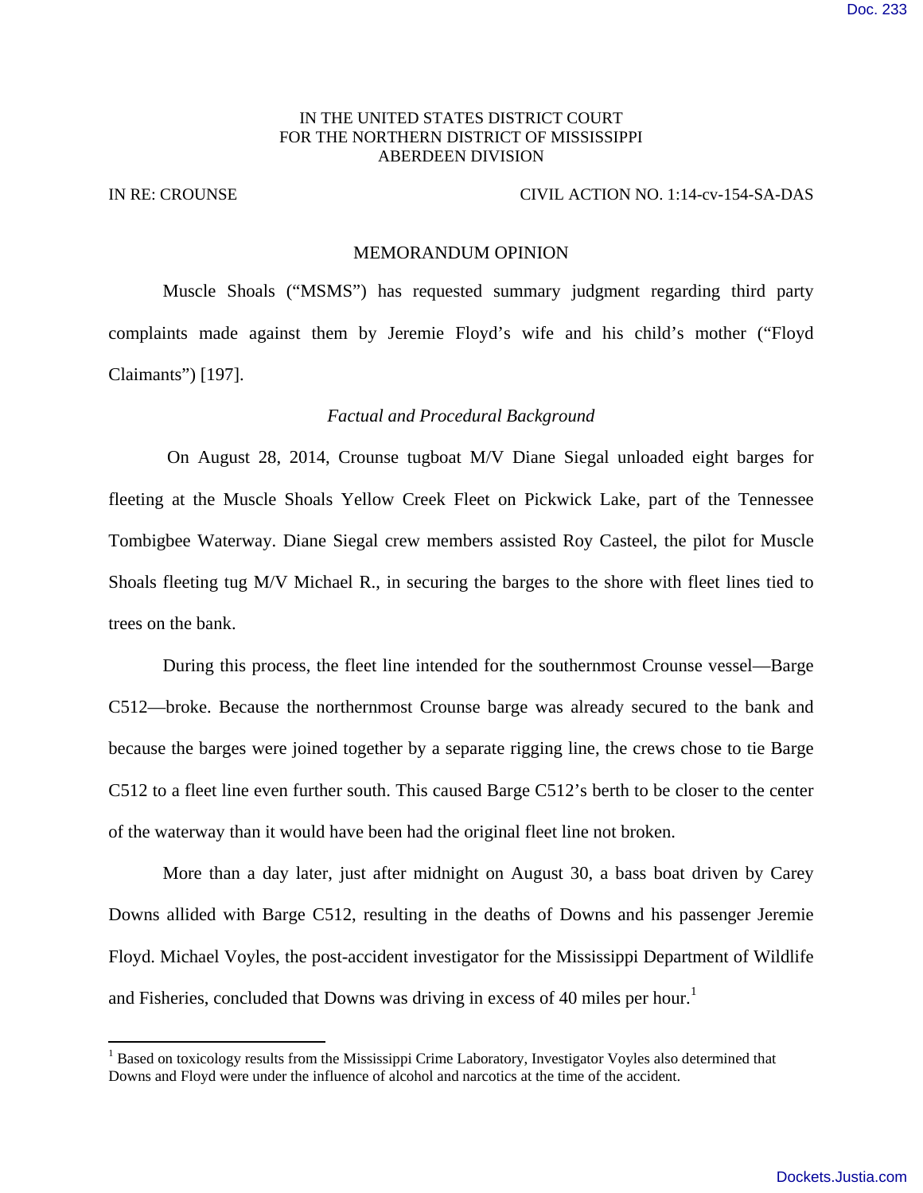IN THE UNITED STATES DISTRICT COURT
FOR THE NORTHERN DISTRICT OF MISSISSIPPI
ABERDEEN DIVISION

IN RE: CROUNSE CIVIL ACTION NO. 1:14-cv-154-SA-DAS

MEMORANDUM OPINION

Muscle Shoals ("MSMS") has requested summary judgment regarding third party complaints made against them by Jeremie Floyd's wife and his child's mother ("Floyd Claimants") [197].

*Factual and Procedural Background*

On August 28, 2014, Crounse tugboat M/V Diane Siegal unloaded eight barges for fleeting at the Muscle Shoals Yellow Creek Fleet on Pickwick Lake, part of the Tennessee Tombigbee Waterway. Diane Siegal crew members assisted Roy Casteel, the pilot for Muscle Shoals fleeting tug M/V Michael R., in securing the barges to the shore with fleet lines tied to trees on the bank.

During this process, the fleet line intended for the southernmost Crounse vessel—Barge C512—broke. Because the northernmost Crounse barge was already secured to the bank and because the barges were joined together by a separate rigging line, the crews chose to tie Barge C512 to a fleet line even further south. This caused Barge C512's berth to be closer to the center of the waterway than it would have been had the original fleet line not broken.

More than a day later, just after midnight on August 30, a bass boat driven by Carey Downs allided with Barge C512, resulting in the deaths of Downs and his passenger Jeremie Floyd. Michael Voyles, the post-accident investigator for the Mississippi Department of Wildlife and Fisheries, concluded that Downs was driving in excess of 40 miles per hour.[1]

[1] Based on toxicology results from the Mississippi Crime Laboratory, Investigator Voyles also determined that Downs and Floyd were under the influence of alcohol and narcotics at the time of the accident.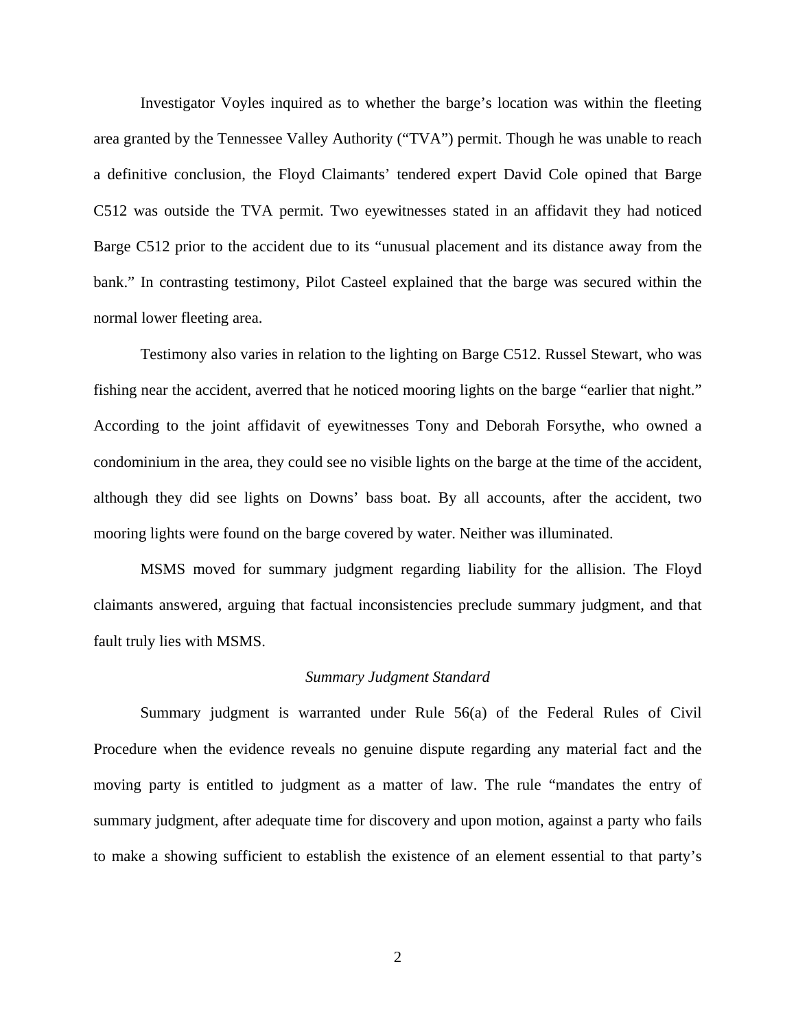Investigator Voyles inquired as to whether the barge's location was within the fleeting area granted by the Tennessee Valley Authority ("TVA") permit. Though he was unable to reach a definitive conclusion, the Floyd Claimants' tendered expert David Cole opined that Barge C512 was outside the TVA permit. Two eyewitnesses stated in an affidavit they had noticed Barge C512 prior to the accident due to its "unusual placement and its distance away from the bank." In contrasting testimony, Pilot Casteel explained that the barge was secured within the normal lower fleeting area.

Testimony also varies in relation to the lighting on Barge C512. Russel Stewart, who was fishing near the accident, averred that he noticed mooring lights on the barge "earlier that night." According to the joint affidavit of eyewitnesses Tony and Deborah Forsythe, who owned a condominium in the area, they could see no visible lights on the barge at the time of the accident, although they did see lights on Downs' bass boat. By all accounts, after the accident, two mooring lights were found on the barge covered by water. Neither was illuminated.

MSMS moved for summary judgment regarding liability for the allision. The Floyd claimants answered, arguing that factual inconsistencies preclude summary judgment, and that fault truly lies with MSMS.

*Summary Judgment Standard*

Summary judgment is warranted under Rule 56(a) of the Federal Rules of Civil Procedure when the evidence reveals no genuine dispute regarding any material fact and the moving party is entitled to judgment as a matter of law. The rule "mandates the entry of summary judgment, after adequate time for discovery and upon motion, against a party who fails to make a showing sufficient to establish the existence of an element essential to that party's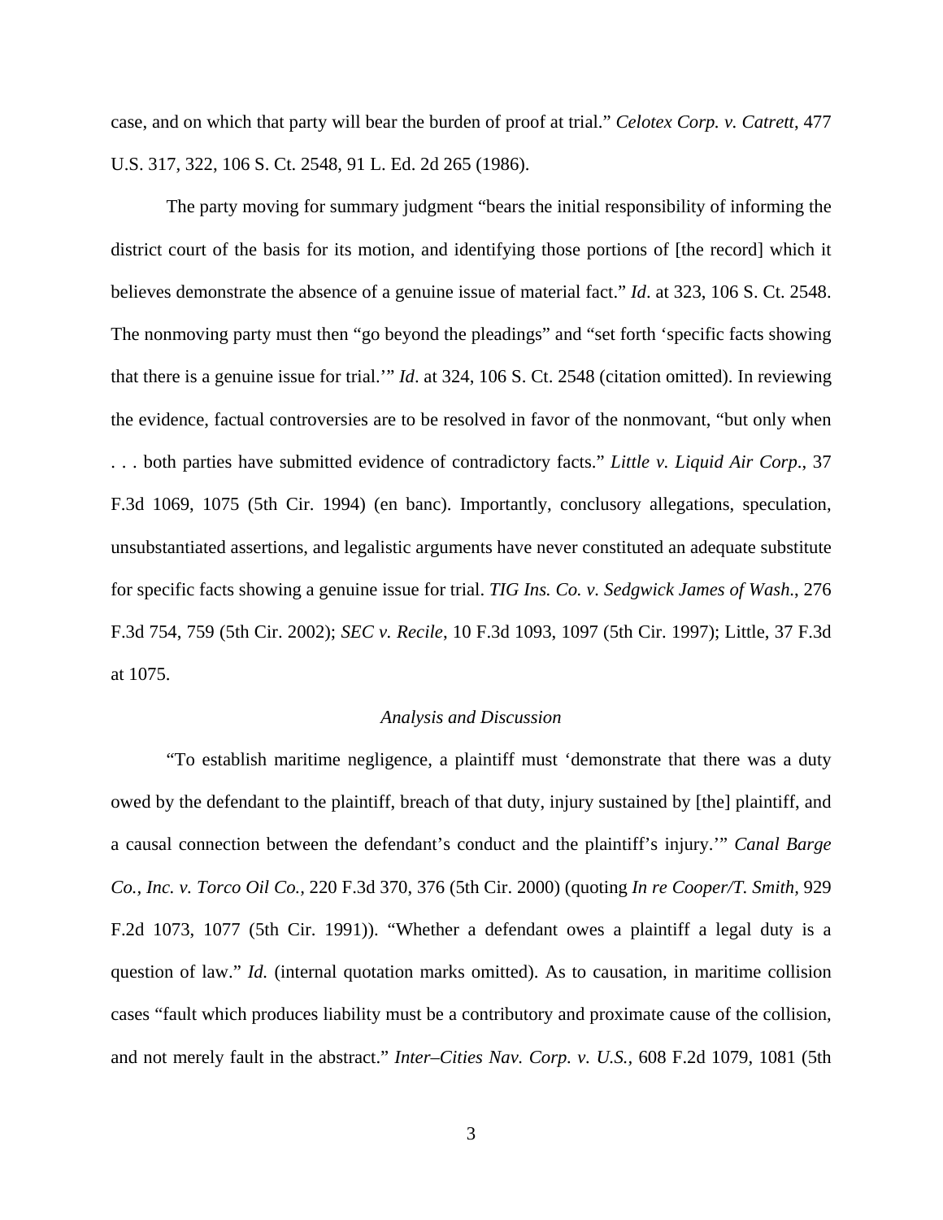case, and on which that party will bear the burden of proof at trial." *Celotex Corp. v. Catrett*, 477 U.S. 317, 322, 106 S. Ct. 2548, 91 L. Ed. 2d 265 (1986).

The party moving for summary judgment "bears the initial responsibility of informing the district court of the basis for its motion, and identifying those portions of [the record] which it believes demonstrate the absence of a genuine issue of material fact." *Id*. at 323, 106 S. Ct. 2548. The nonmoving party must then "go beyond the pleadings" and "set forth 'specific facts showing that there is a genuine issue for trial.'" *Id*. at 324, 106 S. Ct. 2548 (citation omitted). In reviewing the evidence, factual controversies are to be resolved in favor of the nonmovant, "but only when . . . both parties have submitted evidence of contradictory facts." *Little v. Liquid Air Corp*., 37 F.3d 1069, 1075 (5th Cir. 1994) (en banc). Importantly, conclusory allegations, speculation, unsubstantiated assertions, and legalistic arguments have never constituted an adequate substitute for specific facts showing a genuine issue for trial. *TIG Ins. Co. v. Sedgwick James of Wash*., 276 F.3d 754, 759 (5th Cir. 2002); *SEC v. Recile*, 10 F.3d 1093, 1097 (5th Cir. 1997); Little, 37 F.3d at 1075.

### *Analysis and Discussion*

"To establish maritime negligence, a plaintiff must 'demonstrate that there was a duty owed by the defendant to the plaintiff, breach of that duty, injury sustained by [the] plaintiff, and a causal connection between the defendant's conduct and the plaintiff's injury.'" *Canal Barge Co., Inc. v. Torco Oil Co.,* 220 F.3d 370, 376 (5th Cir. 2000) (quoting *In re Cooper/T. Smith,* 929 F.2d 1073, 1077 (5th Cir. 1991)). "Whether a defendant owes a plaintiff a legal duty is a question of law." *Id.* (internal quotation marks omitted). As to causation, in maritime collision cases "fault which produces liability must be a contributory and proximate cause of the collision, and not merely fault in the abstract." *Inter–Cities Nav. Corp. v. U.S.,* 608 F.2d 1079, 1081 (5th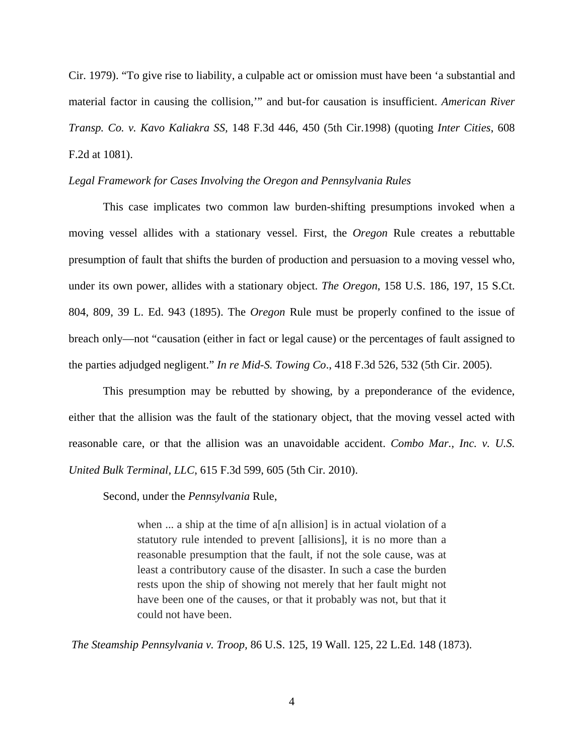Cir. 1979). "To give rise to liability, a culpable act or omission must have been 'a substantial and material factor in causing the collision,'" and but-for causation is insufficient. *American River Transp. Co. v. Kavo Kaliakra SS*, 148 F.3d 446, 450 (5th Cir.1998) (quoting *Inter Cities*, 608 F.2d at 1081).

*Legal Framework for Cases Involving the Oregon and Pennsylvania Rules*

This case implicates two common law burden-shifting presumptions invoked when a moving vessel allides with a stationary vessel. First, the *Oregon* Rule creates a rebuttable presumption of fault that shifts the burden of production and persuasion to a moving vessel who, under its own power, allides with a stationary object. *The Oregon*, 158 U.S. 186, 197, 15 S.Ct. 804, 809, 39 L. Ed. 943 (1895). The *Oregon* Rule must be properly confined to the issue of breach only—not "causation (either in fact or legal cause) or the percentages of fault assigned to the parties adjudged negligent." *In re Mid-S. Towing Co*., 418 F.3d 526, 532 (5th Cir. 2005).

This presumption may be rebutted by showing, by a preponderance of the evidence, either that the allision was the fault of the stationary object, that the moving vessel acted with reasonable care, or that the allision was an unavoidable accident. *Combo Mar., Inc. v. U.S. United Bulk Terminal, LLC*, 615 F.3d 599, 605 (5th Cir. 2010).

Second, under the *Pennsylvania* Rule,

> when ... a ship at the time of a[n allision] is in actual violation of a statutory rule intended to prevent [allisions], it is no more than a reasonable presumption that the fault, if not the sole cause, was at least a contributory cause of the disaster. In such a case the burden rests upon the ship of showing not merely that her fault might not have been one of the causes, or that it probably was not, but that it could not have been.

*The Steamship Pennsylvania v. Troop*, 86 U.S. 125, 19 Wall. 125, 22 L.Ed. 148 (1873).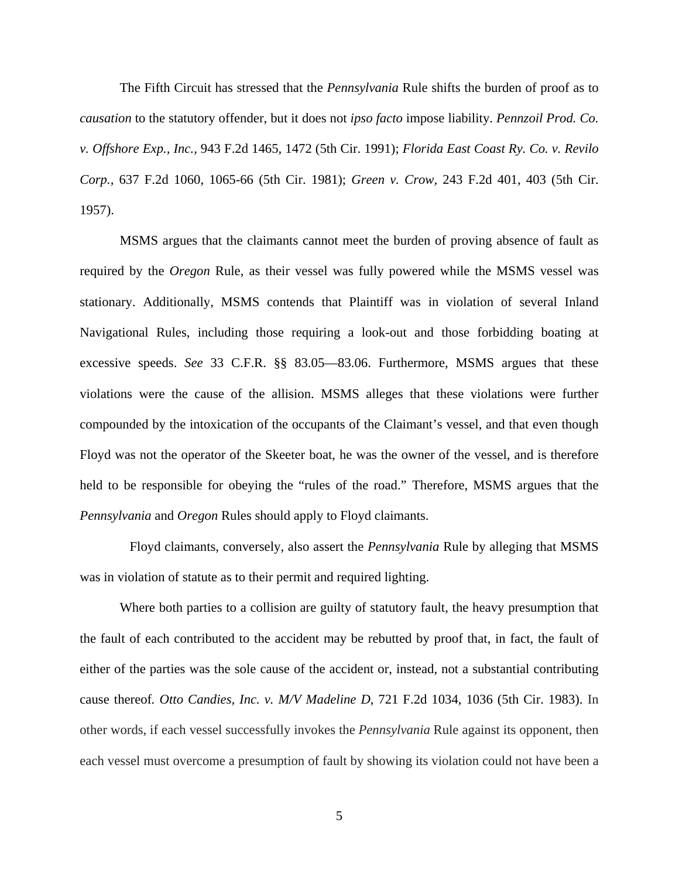The Fifth Circuit has stressed that the *Pennsylvania* Rule shifts the burden of proof as to *causation* to the statutory offender, but it does not *ipso facto* impose liability. *Pennzoil Prod. Co. v. Offshore Exp., Inc.,* 943 F.2d 1465, 1472 (5th Cir. 1991); *Florida East Coast Ry. Co. v. Revilo Corp.,* 637 F.2d 1060, 1065-66 (5th Cir. 1981); *Green v. Crow*, 243 F.2d 401, 403 (5th Cir. 1957).

MSMS argues that the claimants cannot meet the burden of proving absence of fault as required by the *Oregon* Rule, as their vessel was fully powered while the MSMS vessel was stationary. Additionally, MSMS contends that Plaintiff was in violation of several Inland Navigational Rules, including those requiring a look-out and those forbidding boating at excessive speeds. *See* 33 C.F.R. §§ 83.05—83.06. Furthermore, MSMS argues that these violations were the cause of the allision. MSMS alleges that these violations were further compounded by the intoxication of the occupants of the Claimant's vessel, and that even though Floyd was not the operator of the Skeeter boat, he was the owner of the vessel, and is therefore held to be responsible for obeying the "rules of the road." Therefore, MSMS argues that the *Pennsylvania* and *Oregon* Rules should apply to Floyd claimants.

Floyd claimants, conversely, also assert the *Pennsylvania* Rule by alleging that MSMS was in violation of statute as to their permit and required lighting.

Where both parties to a collision are guilty of statutory fault, the heavy presumption that the fault of each contributed to the accident may be rebutted by proof that, in fact, the fault of either of the parties was the sole cause of the accident or, instead, not a substantial contributing cause thereof. *Otto Candies, Inc. v. M/V Madeline D*, 721 F.2d 1034, 1036 (5th Cir. 1983). In other words, if each vessel successfully invokes the *Pennsylvania* Rule against its opponent, then each vessel must overcome a presumption of fault by showing its violation could not have been a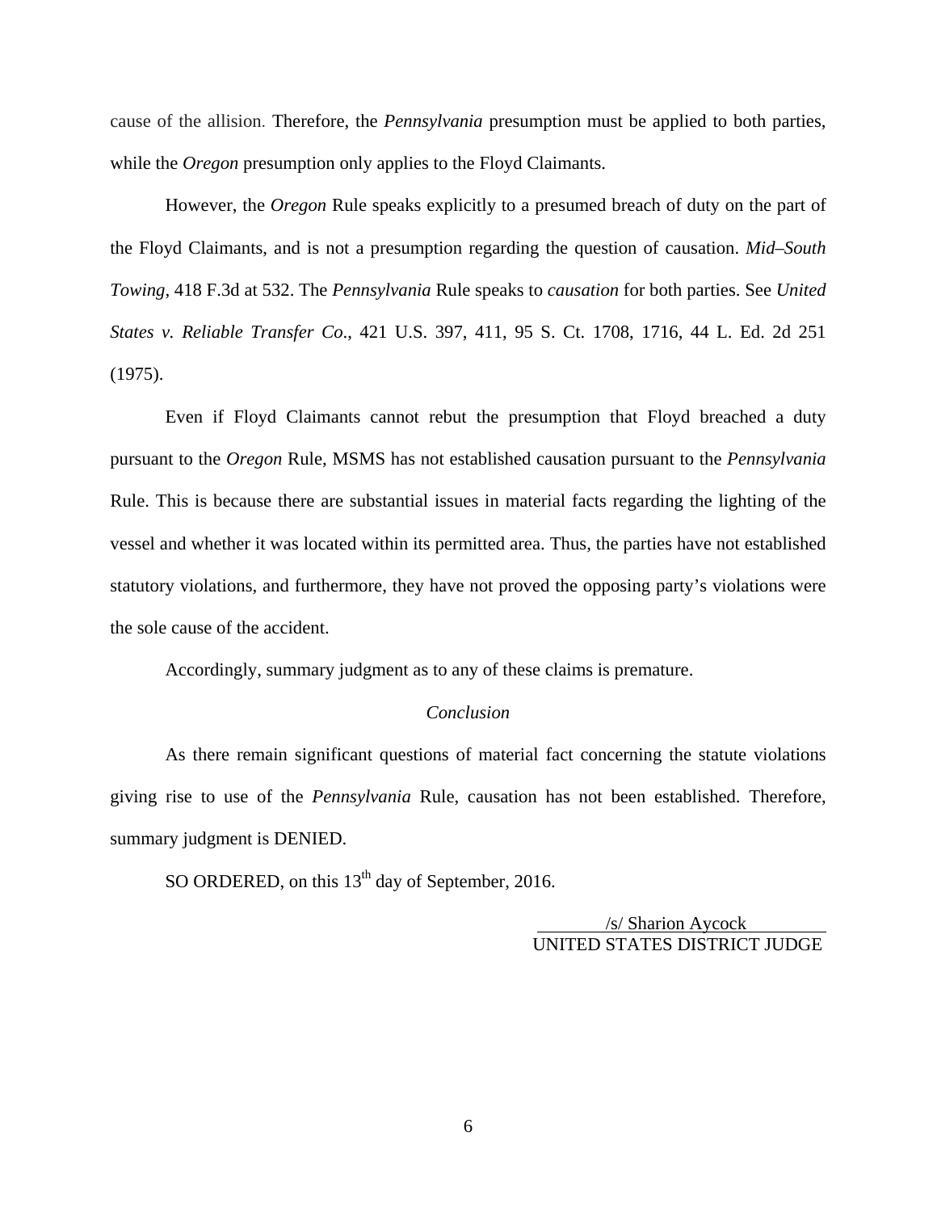cause of the allision. Therefore, the *Pennsylvania* presumption must be applied to both parties, while the *Oregon* presumption only applies to the Floyd Claimants.

However, the *Oregon* Rule speaks explicitly to a presumed breach of duty on the part of the Floyd Claimants, and is not a presumption regarding the question of causation. *Mid–South Towing*, 418 F.3d at 532. The *Pennsylvania* Rule speaks to *causation* for both parties. See *United States v. Reliable Transfer Co*., 421 U.S. 397, 411, 95 S. Ct. 1708, 1716, 44 L. Ed. 2d 251 (1975).

Even if Floyd Claimants cannot rebut the presumption that Floyd breached a duty pursuant to the *Oregon* Rule, MSMS has not established causation pursuant to the *Pennsylvania* Rule. This is because there are substantial issues in material facts regarding the lighting of the vessel and whether it was located within its permitted area. Thus, the parties have not established statutory violations, and furthermore, they have not proved the opposing party's violations were the sole cause of the accident.

Accordingly, summary judgment as to any of these claims is premature.

*Conclusion*

As there remain significant questions of material fact concerning the statute violations giving rise to use of the *Pennsylvania* Rule, causation has not been established. Therefore, summary judgment is DENIED.

SO ORDERED, on this 13th day of September, 2016.

/s/ Sharion Aycock
UNITED STATES DISTRICT JUDGE